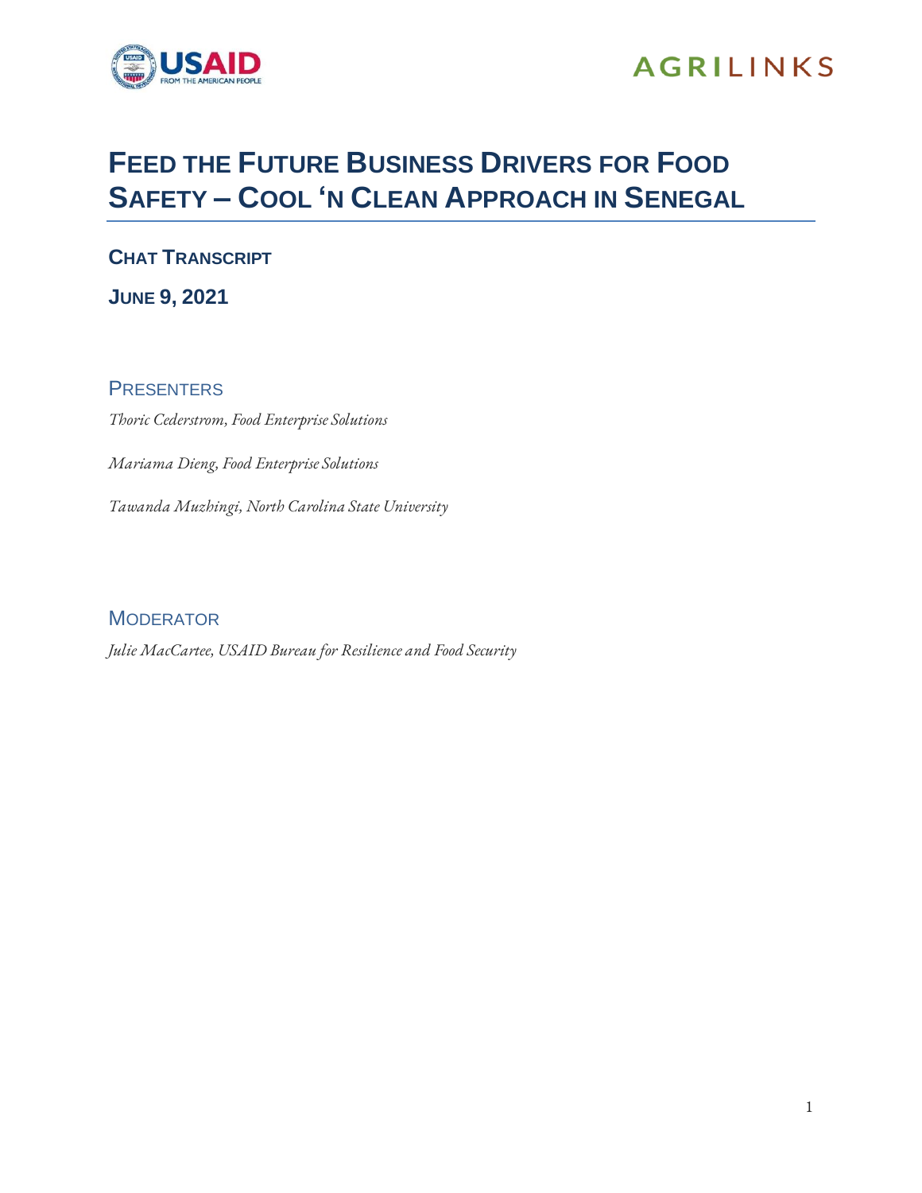USAID FROM THE AMERICAN PEOPLE

AGRILINKS

# FEED THE FUTURE BUSINESS DRIVERS FOR FOOD SAFETY – COOL 'N CLEAN APPROACH IN SENEGAL

## CHAT TRANSCRIPT

## JUNE 9, 2021

### PRESENTERS

*Thoric Cederstrom, Food Enterprise Solutions*

*Mariama Dieng, Food Enterprise Solutions*

*Tawanda Muzhingi, North Carolina State University*

### MODERATOR

*Julie MacCartee, USAID Bureau for Resilience and Food Security*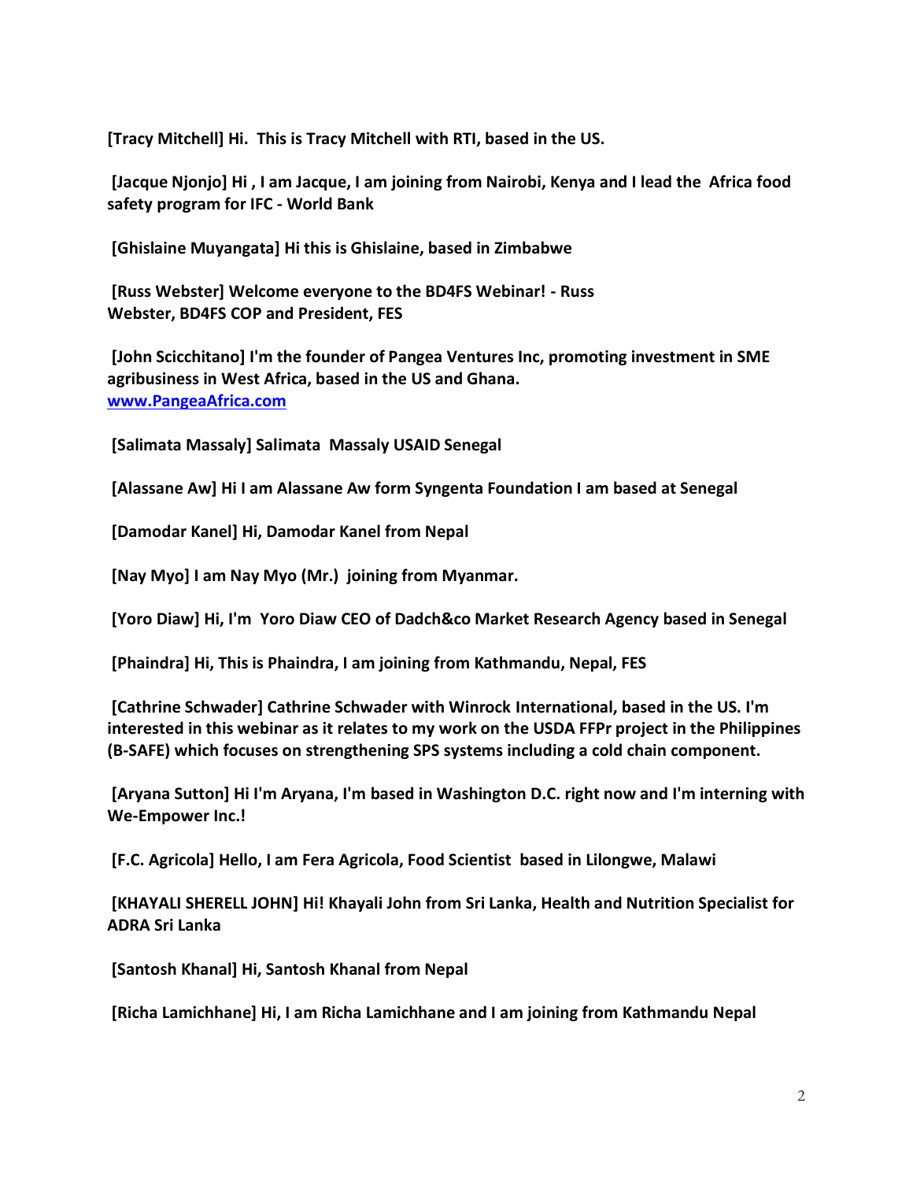**[Tracy Mitchell] Hi. This is Tracy Mitchell with RTI, based in the US.**

**[Jacque Njonjo] Hi , I am Jacque, I am joining from Nairobi, Kenya and I lead the Africa food safety program for IFC - World Bank**

**[Ghislaine Muyangata] Hi this is Ghislaine, based in Zimbabwe**

**[Russ Webster] Welcome everyone to the BD4FS Webinar! - Russ Webster, BD4FS COP and President, FES**

**[John Scicchitano] I'm the founder of Pangea Ventures Inc, promoting investment in SME agribusiness in West Africa, based in the US and Ghana. [www.PangeaAfrica.com](http://www.PangeaAfrica.com)**

**[Salimata Massaly] Salimata Massaly USAID Senegal**

**[Alassane Aw] Hi I am Alassane Aw form Syngenta Foundation I am based at Senegal**

**[Damodar Kanel] Hi, Damodar Kanel from Nepal**

**[Nay Myo] I am Nay Myo (Mr.) joining from Myanmar.**

**[Yoro Diaw] Hi, I'm Yoro Diaw CEO of Dadch&co Market Research Agency based in Senegal**

**[Phaindra] Hi, This is Phaindra, I am joining from Kathmandu, Nepal, FES**

**[Cathrine Schwader] Cathrine Schwader with Winrock International, based in the US. I'm interested in this webinar as it relates to my work on the USDA FFPr project in the Philippines (B-SAFE) which focuses on strengthening SPS systems including a cold chain component.**

**[Aryana Sutton] Hi I'm Aryana, I'm based in Washington D.C. right now and I'm interning with We-Empower Inc.!**

**[F.C. Agricola] Hello, I am Fera Agricola, Food Scientist based in Lilongwe, Malawi**

**[KHAYALI SHERELL JOHN] Hi! Khayali John from Sri Lanka, Health and Nutrition Specialist for ADRA Sri Lanka**

**[Santosh Khanal] Hi, Santosh Khanal from Nepal**

**[Richa Lamichhane] Hi, I am Richa Lamichhane and I am joining from Kathmandu Nepal**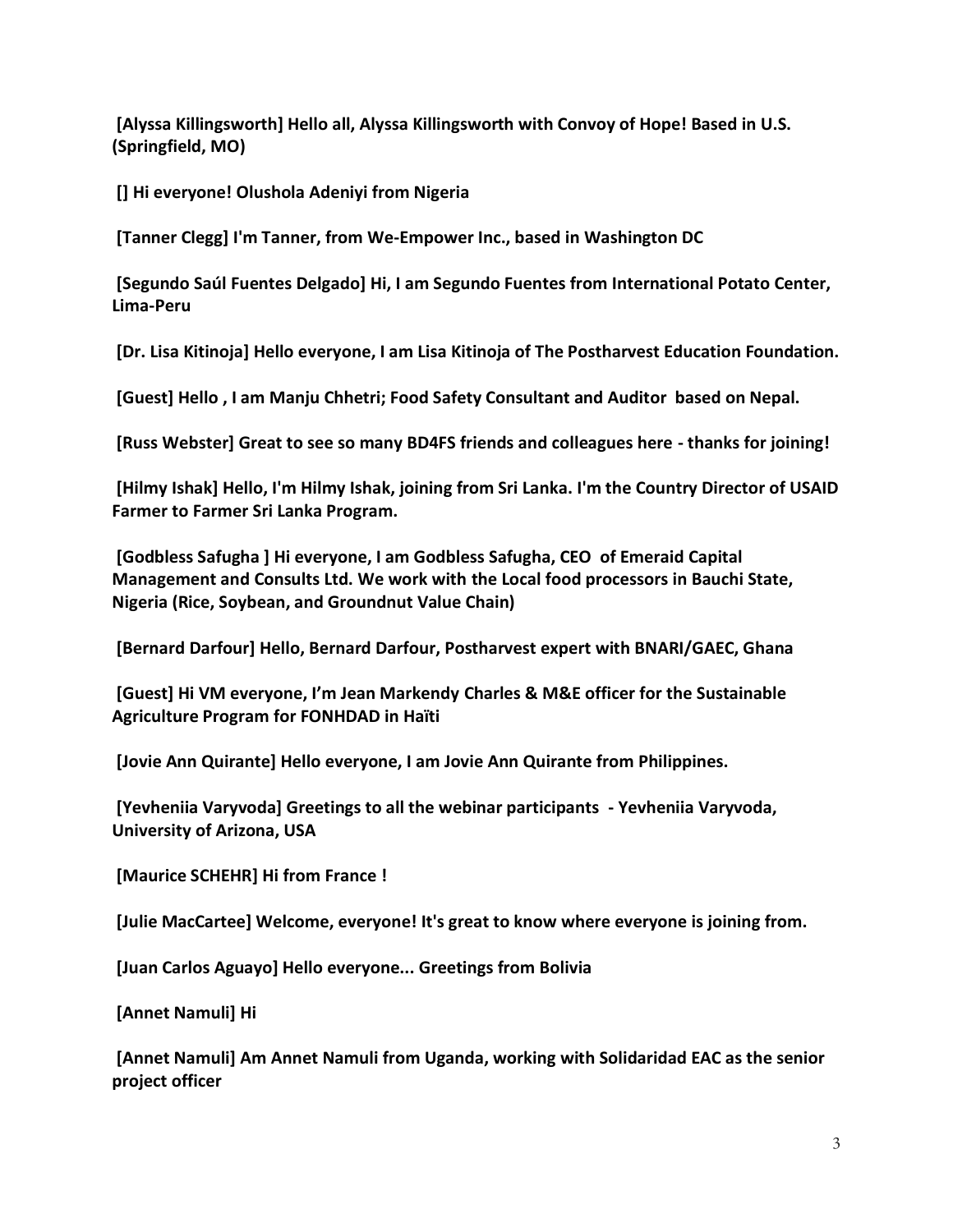**[Alyssa Killingsworth] Hello all, Alyssa Killingsworth with Convoy of Hope! Based in U.S. (Springfield, MO)**

**[] Hi everyone! Olushola Adeniyi from Nigeria**

**[Tanner Clegg] I'm Tanner, from We-Empower Inc., based in Washington DC**

**[Segundo Saúl Fuentes Delgado] Hi, I am Segundo Fuentes from International Potato Center, Lima-Peru**

**[Dr. Lisa Kitinoja] Hello everyone, I am Lisa Kitinoja of The Postharvest Education Foundation.**

**[Guest] Hello , I am Manju Chhetri; Food Safety Consultant and Auditor based on Nepal.**

**[Russ Webster] Great to see so many BD4FS friends and colleagues here - thanks for joining!**

**[Hilmy Ishak] Hello, I'm Hilmy Ishak, joining from Sri Lanka. I'm the Country Director of USAID Farmer to Farmer Sri Lanka Program.**

**[Godbless Safugha ] Hi everyone, I am Godbless Safugha, CEO of Emeraid Capital Management and Consults Ltd. We work with the Local food processors in Bauchi State, Nigeria (Rice, Soybean, and Groundnut Value Chain)**

**[Bernard Darfour] Hello, Bernard Darfour, Postharvest expert with BNARI/GAEC, Ghana**

**[Guest] Hi VM everyone, I'm Jean Markendy Charles & M&E officer for the Sustainable Agriculture Program for FONHDAD in Haïti**

**[Jovie Ann Quirante] Hello everyone, I am Jovie Ann Quirante from Philippines.**

**[Yevheniia Varyvoda] Greetings to all the webinar participants - Yevheniia Varyvoda, University of Arizona, USA**

**[Maurice SCHEHR] Hi from France !**

**[Julie MacCartee] Welcome, everyone! It's great to know where everyone is joining from.**

**[Juan Carlos Aguayo] Hello everyone... Greetings from Bolivia**

**[Annet Namuli] Hi**

**[Annet Namuli] Am Annet Namuli from Uganda, working with Solidaridad EAC as the senior project officer**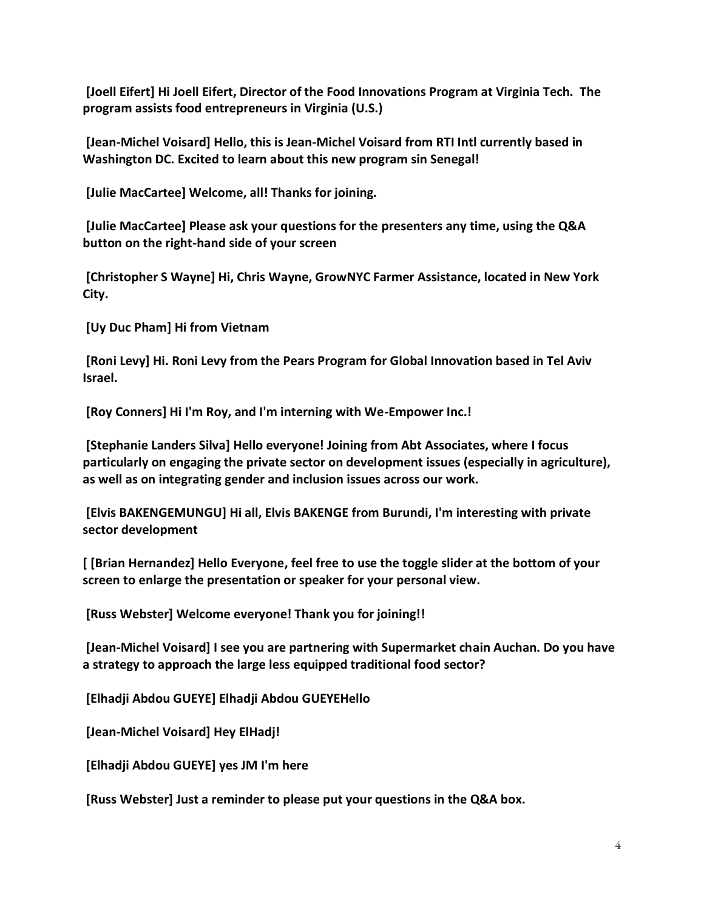**[Joell Eifert] Hi Joell Eifert, Director of the Food Innovations Program at Virginia Tech. The program assists food entrepreneurs in Virginia (U.S.)**

**[Jean-Michel Voisard] Hello, this is Jean-Michel Voisard from RTI Intl currently based in Washington DC. Excited to learn about this new program sin Senegal!**

**[Julie MacCartee] Welcome, all! Thanks for joining.**

**[Julie MacCartee] Please ask your questions for the presenters any time, using the Q&A button on the right-hand side of your screen**

**[Christopher S Wayne] Hi, Chris Wayne, GrowNYC Farmer Assistance, located in New York City.**

**[Uy Duc Pham] Hi from Vietnam**

**[Roni Levy] Hi. Roni Levy from the Pears Program for Global Innovation based in Tel Aviv Israel.**

**[Roy Conners] Hi I'm Roy, and I'm interning with We-Empower Inc.!**

**[Stephanie Landers Silva] Hello everyone! Joining from Abt Associates, where I focus particularly on engaging the private sector on development issues (especially in agriculture), as well as on integrating gender and inclusion issues across our work.**

**[Elvis BAKENGEMUNGU] Hi all, Elvis BAKENGE from Burundi, I'm interesting with private sector development**

**[ [Brian Hernandez] Hello Everyone, feel free to use the toggle slider at the bottom of your screen to enlarge the presentation or speaker for your personal view.**

**[Russ Webster] Welcome everyone! Thank you for joining!!**

**[Jean-Michel Voisard] I see you are partnering with Supermarket chain Auchan. Do you have a strategy to approach the large less equipped traditional food sector?**

**[Elhadji Abdou GUEYE] Elhadji Abdou GUEYEHello**

**[Jean-Michel Voisard] Hey ElHadj!**

**[Elhadji Abdou GUEYE] yes JM I'm here**

**[Russ Webster] Just a reminder to please put your questions in the Q&A box.**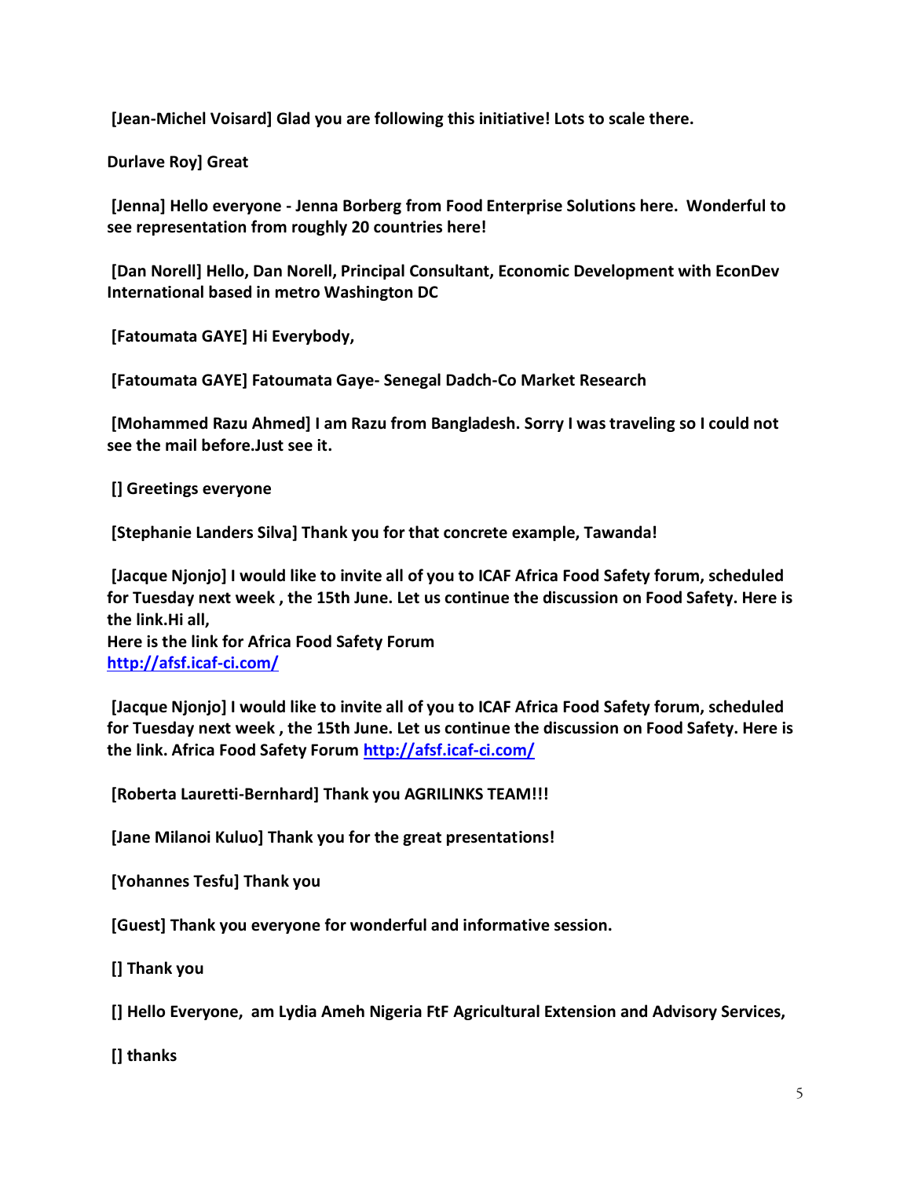**[Jean-Michel Voisard] Glad you are following this initiative! Lots to scale there.**

**Durlave Roy] Great**

**[Jenna] Hello everyone - Jenna Borberg from Food Enterprise Solutions here. Wonderful to see representation from roughly 20 countries here!**

**[Dan Norell] Hello, Dan Norell, Principal Consultant, Economic Development with EconDev International based in metro Washington DC**

**[Fatoumata GAYE] Hi Everybody,**

**[Fatoumata GAYE] Fatoumata Gaye- Senegal Dadch-Co Market Research**

**[Mohammed Razu Ahmed] I am Razu from Bangladesh. Sorry I was traveling so I could not see the mail before.Just see it.**

**[] Greetings everyone**

**[Stephanie Landers Silva] Thank you for that concrete example, Tawanda!**

**[Jacque Njonjo] I would like to invite all of you to ICAF Africa Food Safety forum, scheduled for Tuesday next week , the 15th June. Let us continue the discussion on Food Safety. Here is the link.Hi all,**
**Here is the link for Africa Food Safety Forum**
**[http://afsf.icaf-ci.com/](http://afsf.icaf-ci.com/)**

**[Jacque Njonjo] I would like to invite all of you to ICAF Africa Food Safety forum, scheduled for Tuesday next week , the 15th June. Let us continue the discussion on Food Safety. Here is the link. Africa Food Safety Forum [http://afsf.icaf-ci.com/](http://afsf.icaf-ci.com/)**

**[Roberta Lauretti-Bernhard] Thank you AGRILINKS TEAM!!!**

**[Jane Milanoi Kuluo] Thank you for the great presentations!**

**[Yohannes Tesfu] Thank you**

**[Guest] Thank you everyone for wonderful and informative session.**

**[] Thank you**

**[] Hello Everyone, am Lydia Ameh Nigeria FtF Agricultural Extension and Advisory Services,**

**[] thanks**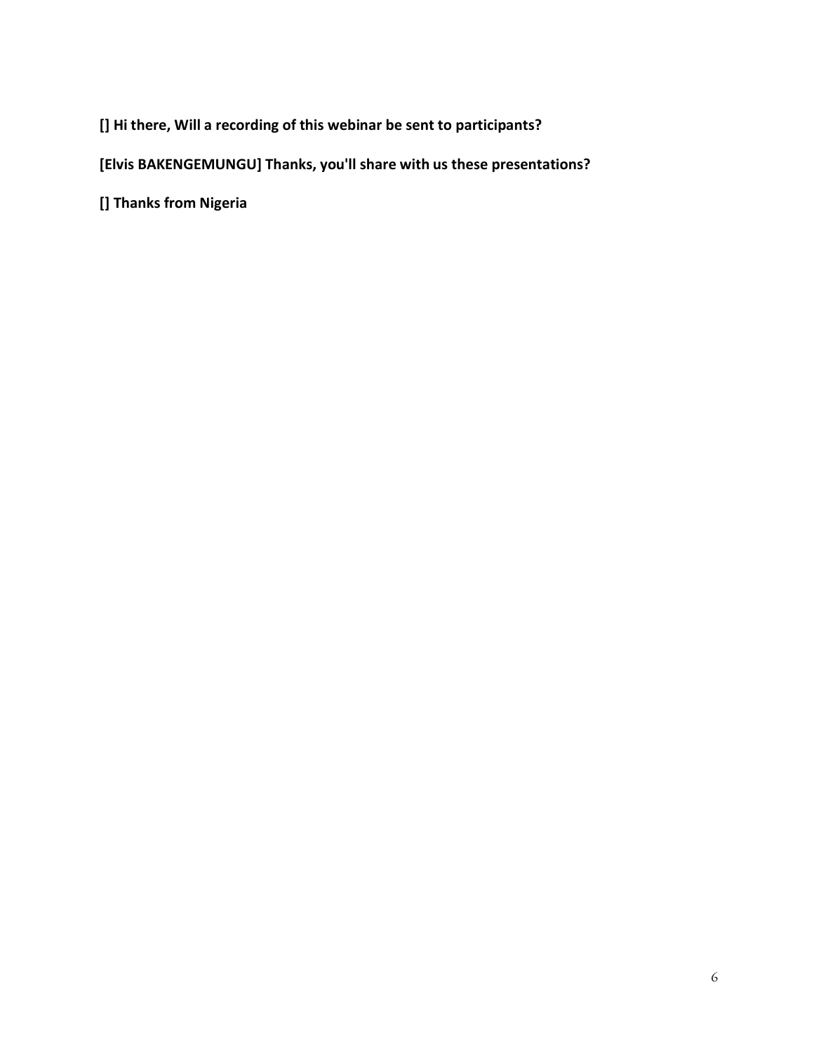**[] Hi there, Will a recording of this webinar be sent to participants?**

**[Elvis BAKENGEMUNGU] Thanks, you'll share with us these presentations?**

**[] Thanks from Nigeria**